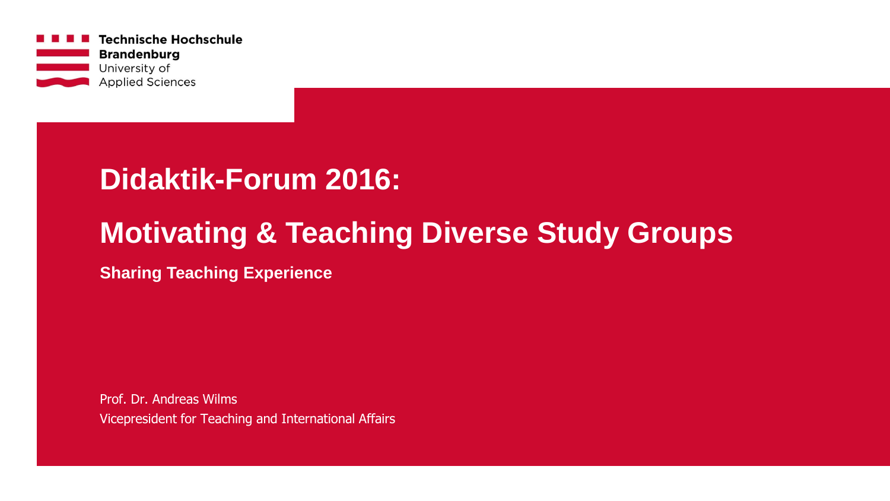Technische Hochschule Brandenburg
University of Applied Sciences

# Didaktik-Forum 2016:

# Motivating & Teaching Diverse Study Groups

## Sharing Teaching Experience

Prof. Dr. Andreas Wilms
Vicepresident for Teaching and International Affairs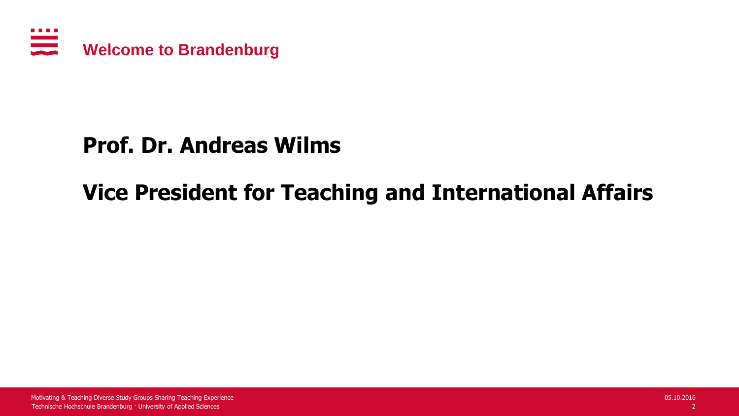## Welcome to Brandenburg

**Prof. Dr. Andreas Wilms**

**Vice President for Teaching and International Affairs**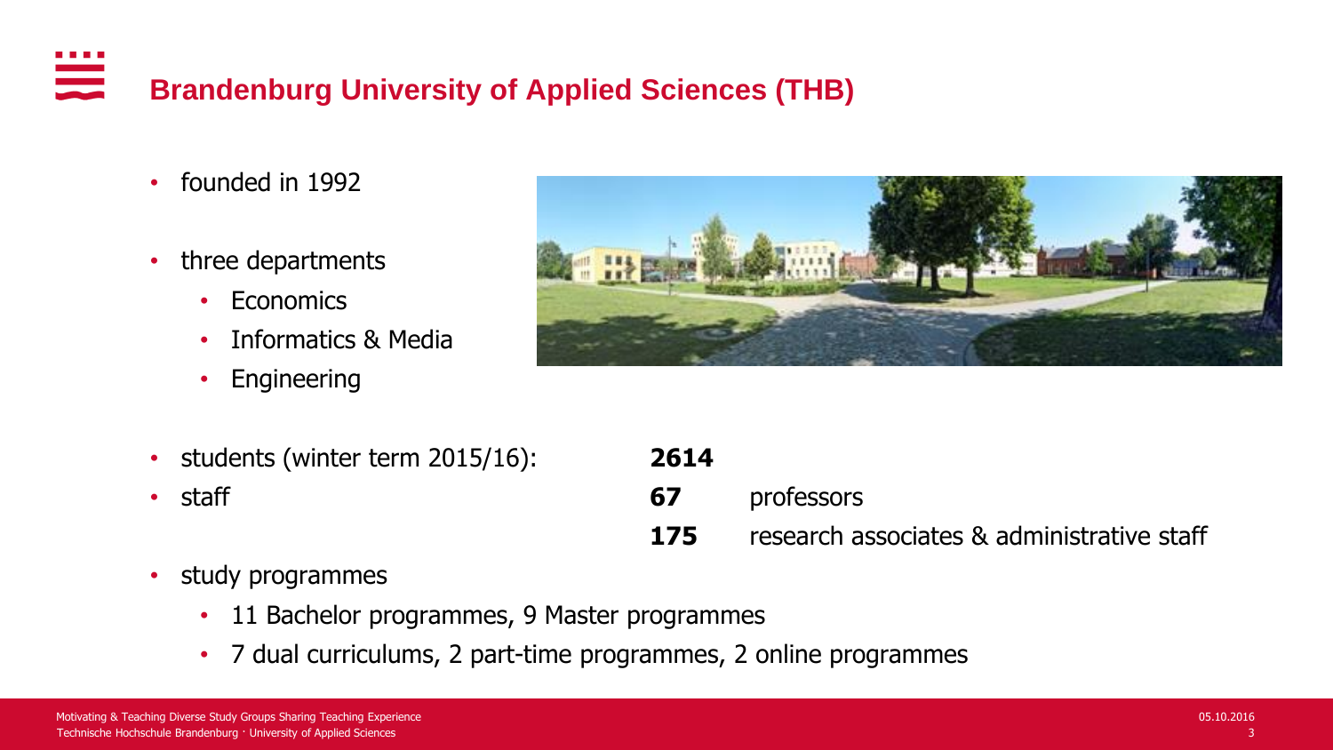# Brandenburg University of Applied Sciences (THB)

- founded in 1992
- three departments
  - Economics
  - Informatics & Media
  - Engineering
- students (winter term 2015/16): **2614**
- staff
  - **67** professors
  - **175** research associates & administrative staff
- study programmes
  - 11 Bachelor programmes, 9 Master programmes
  - 7 dual curriculums, 2 part-time programmes, 2 online programmes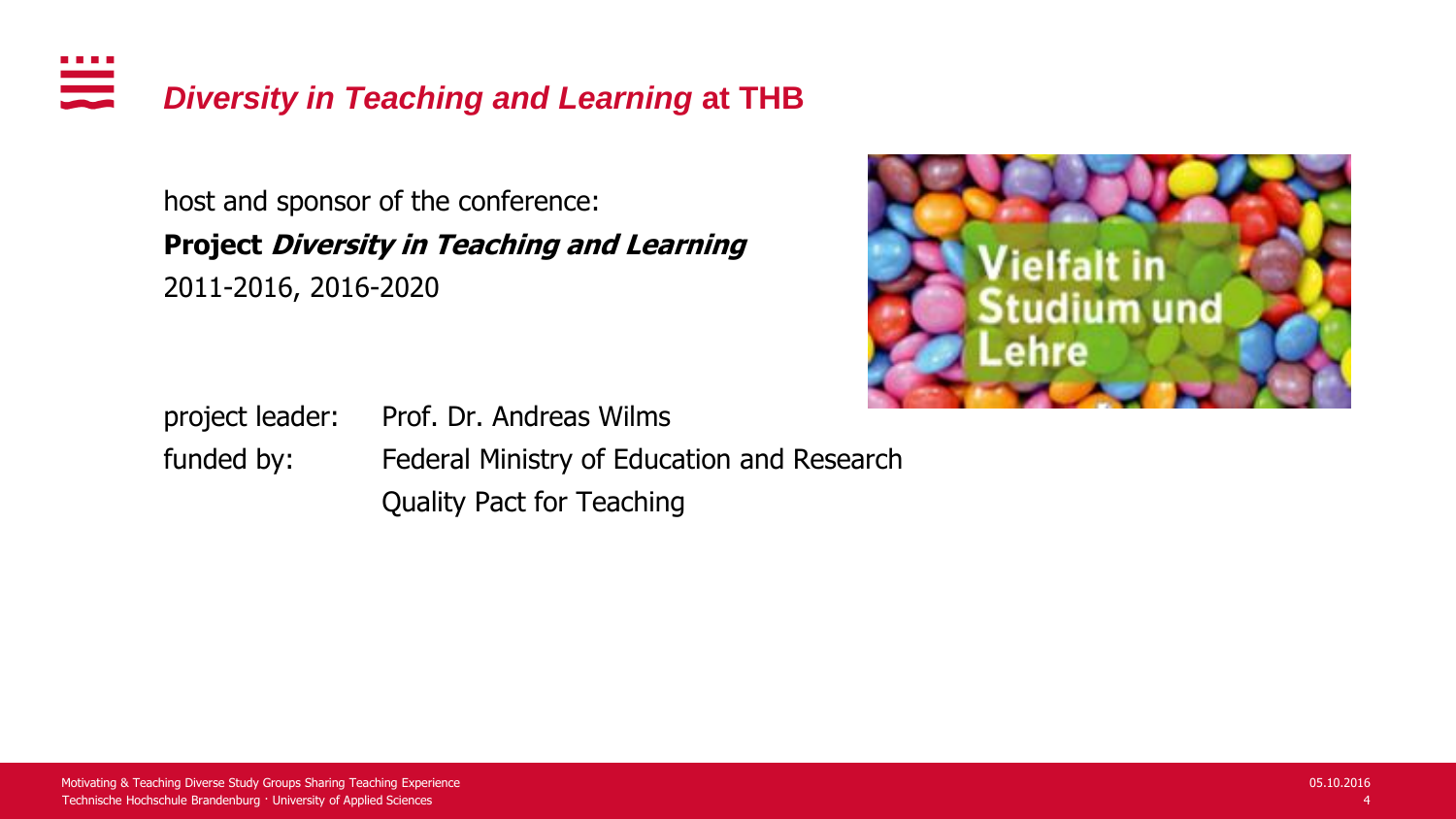# *Diversity in Teaching and Learning* at THB

host and sponsor of the conference:

**Project *Diversity in Teaching and Learning***

2011-2016, 2016-2020

Vielfalt in Studium und Lehre

project leader: Prof. Dr. Andreas Wilms

funded by: Federal Ministry of Education and Research
Quality Pact for Teaching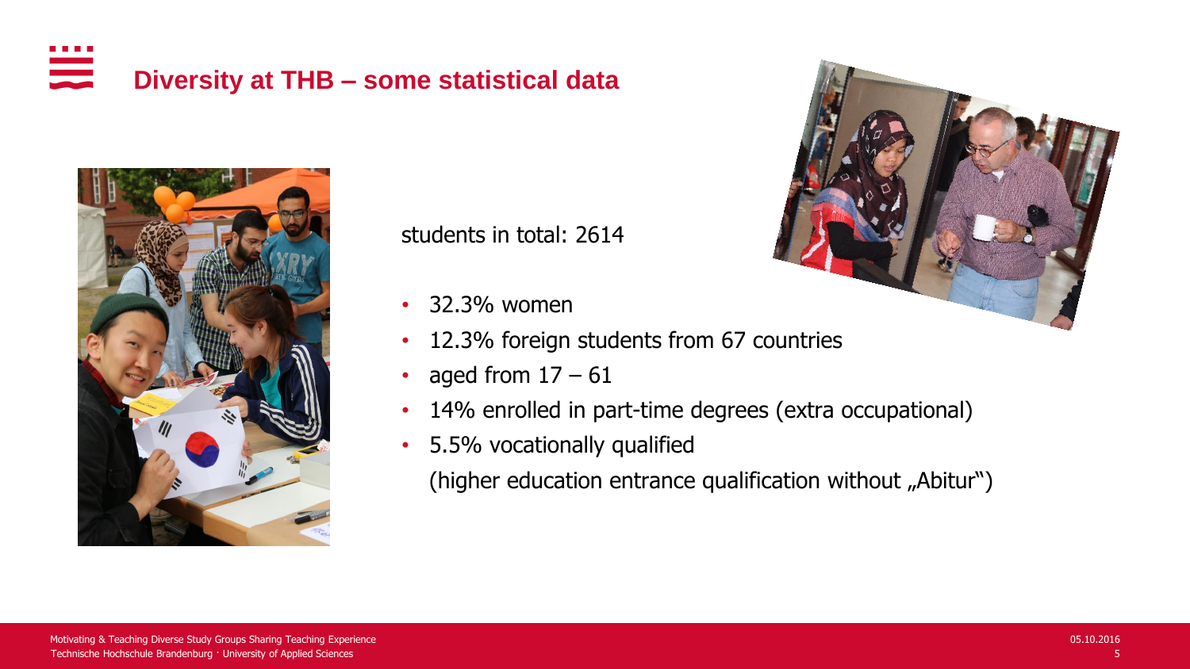# Diversity at THB – some statistical data

students in total: 2614

- 32.3% women
- 12.3% foreign students from 67 countries
- aged from 17 – 61
- 14% enrolled in part-time degrees (extra occupational)
- 5.5% vocationally qualified
  (higher education entrance qualification without „Abitur")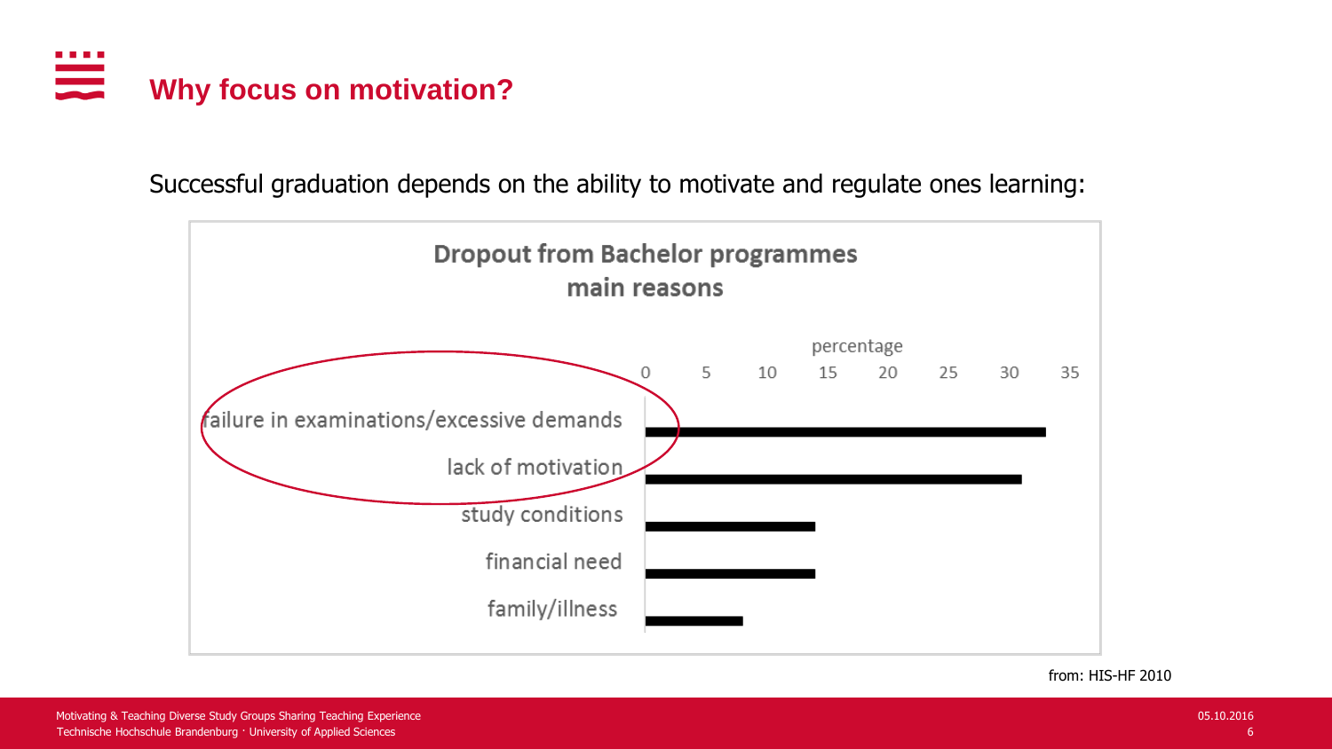# Why focus on motivation?

Successful graduation depends on the ability to motivate and regulate ones learning:

**Dropout from Bachelor programmes**
**main reasons**

percentage

0 5 10 15 20 25 30 35

failure in examinations/excessive demands

lack of motivation

study conditions

financial need

family/illness

from: HIS-HF 2010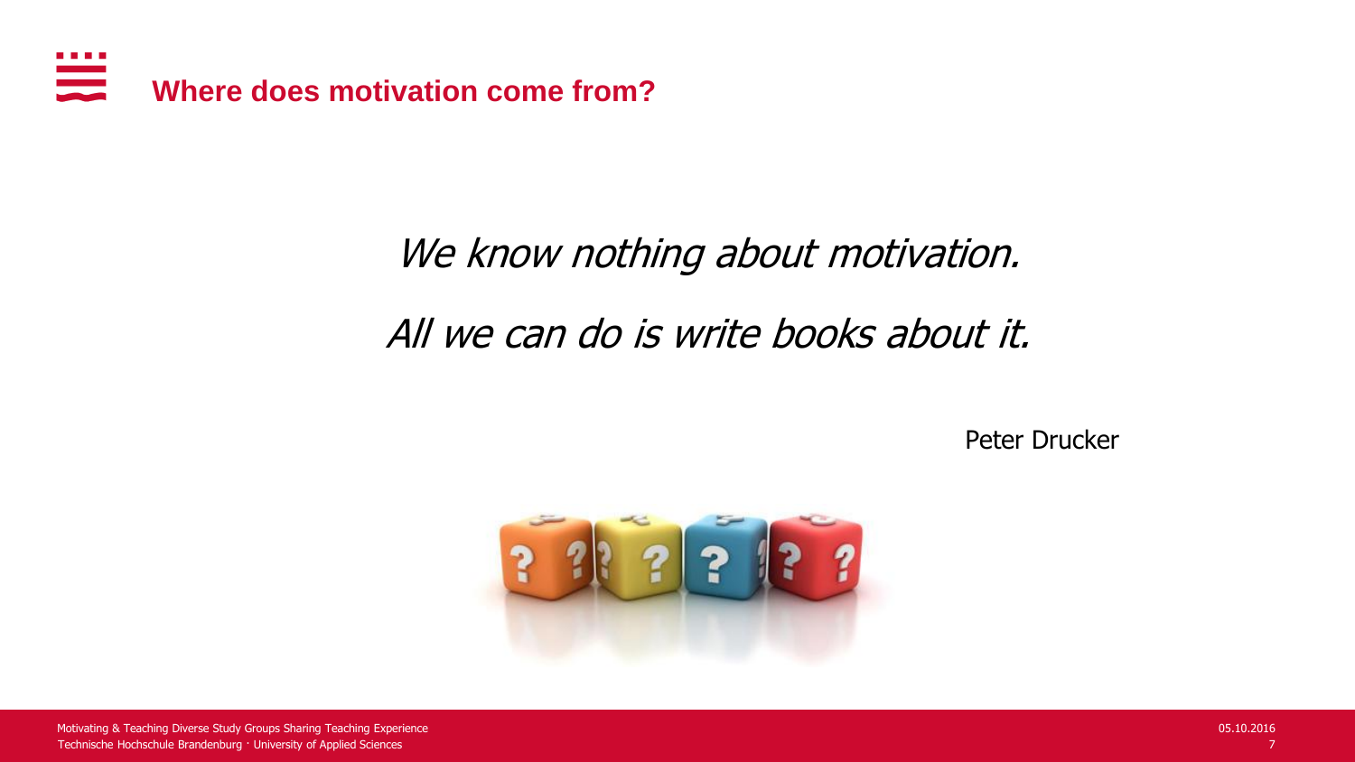## Where does motivation come from?

*We know nothing about motivation.*

*All we can do is write books about it.*

Peter Drucker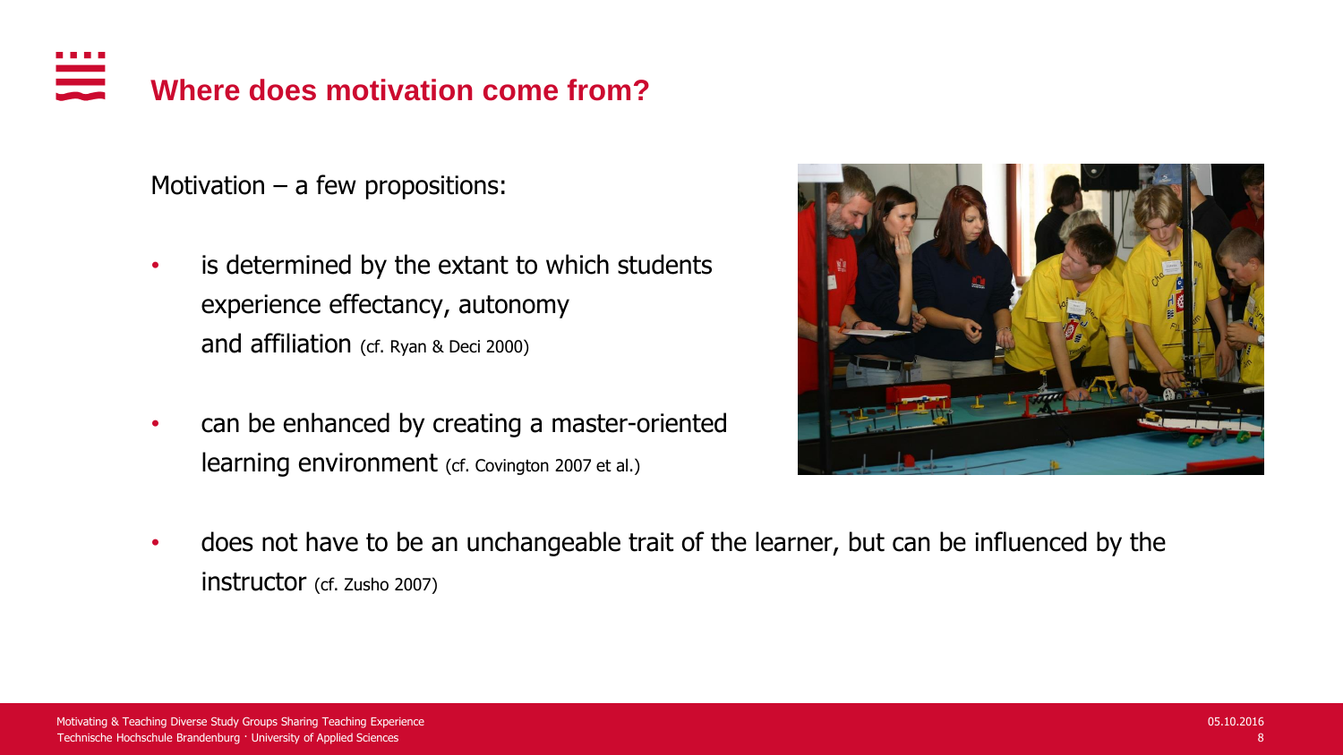# Where does motivation come from?

Motivation – a few propositions:

- is determined by the extant to which students experience effectancy, autonomy and affiliation (cf. Ryan & Deci 2000)
- can be enhanced by creating a master-oriented learning environment (cf. Covington 2007 et al.)
- does not have to be an unchangeable trait of the learner, but can be influenced by the instructor (cf. Zusho 2007)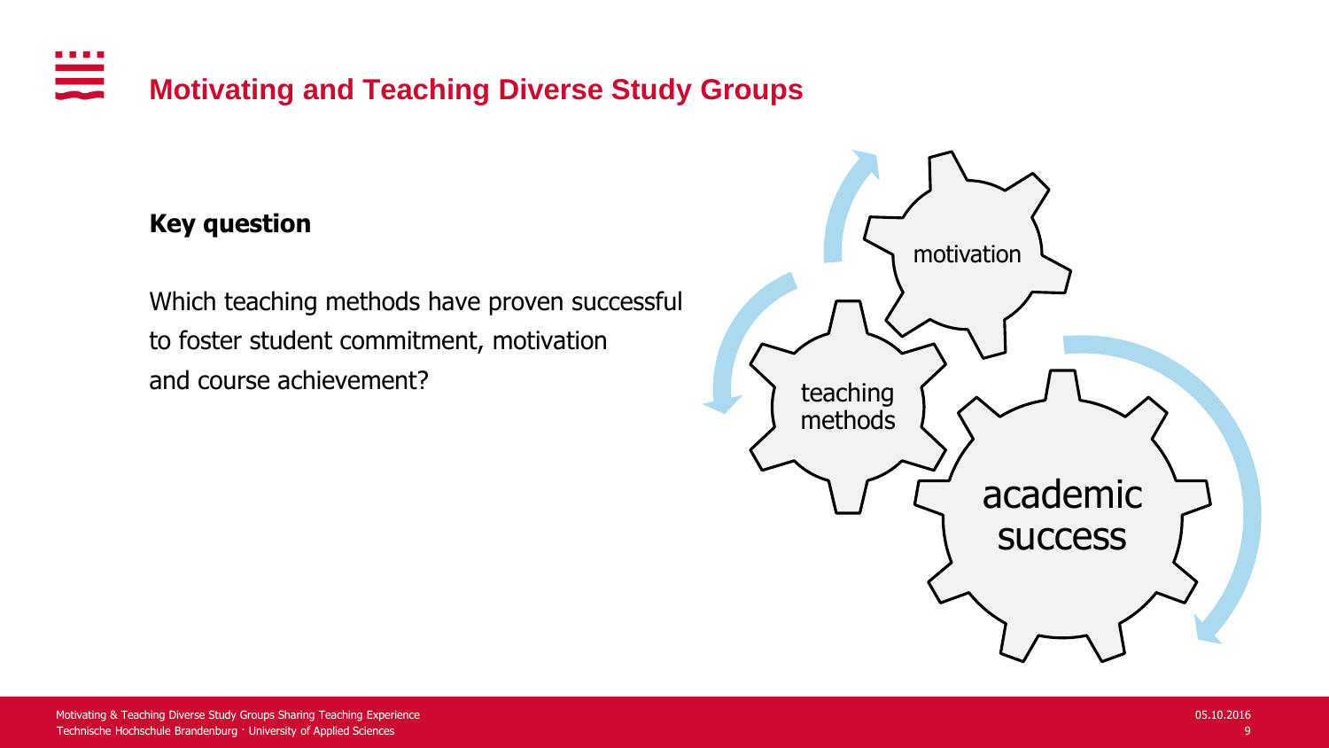# Motivating and Teaching Diverse Study Groups

**Key question**

Which teaching methods have proven successful to foster student commitment, motivation and course achievement?

motivation

teaching methods

academic success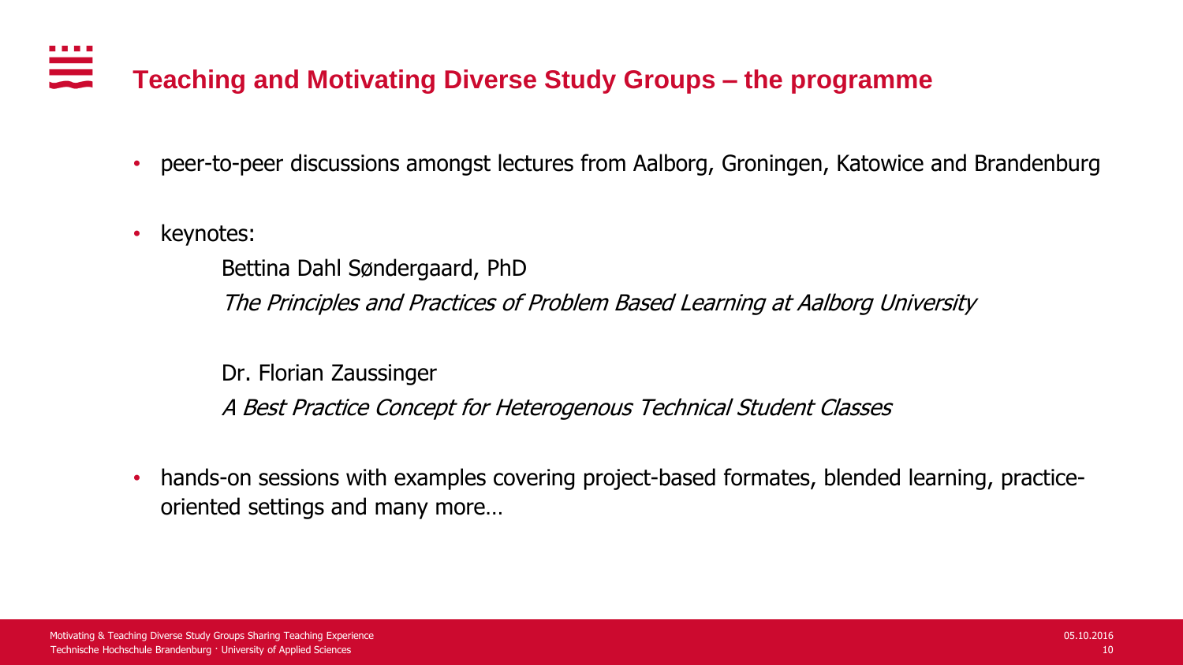# Teaching and Motivating Diverse Study Groups – the programme

- peer-to-peer discussions amongst lectures from Aalborg, Groningen, Katowice and Brandenburg
- keynotes:

  Bettina Dahl Søndergaard, PhD

  *The Principles and Practices of Problem Based Learning at Aalborg University*

  Dr. Florian Zaussinger

  *A Best Practice Concept for Heterogenous Technical Student Classes*

- hands-on sessions with examples covering project-based formates, blended learning, practice-oriented settings and many more…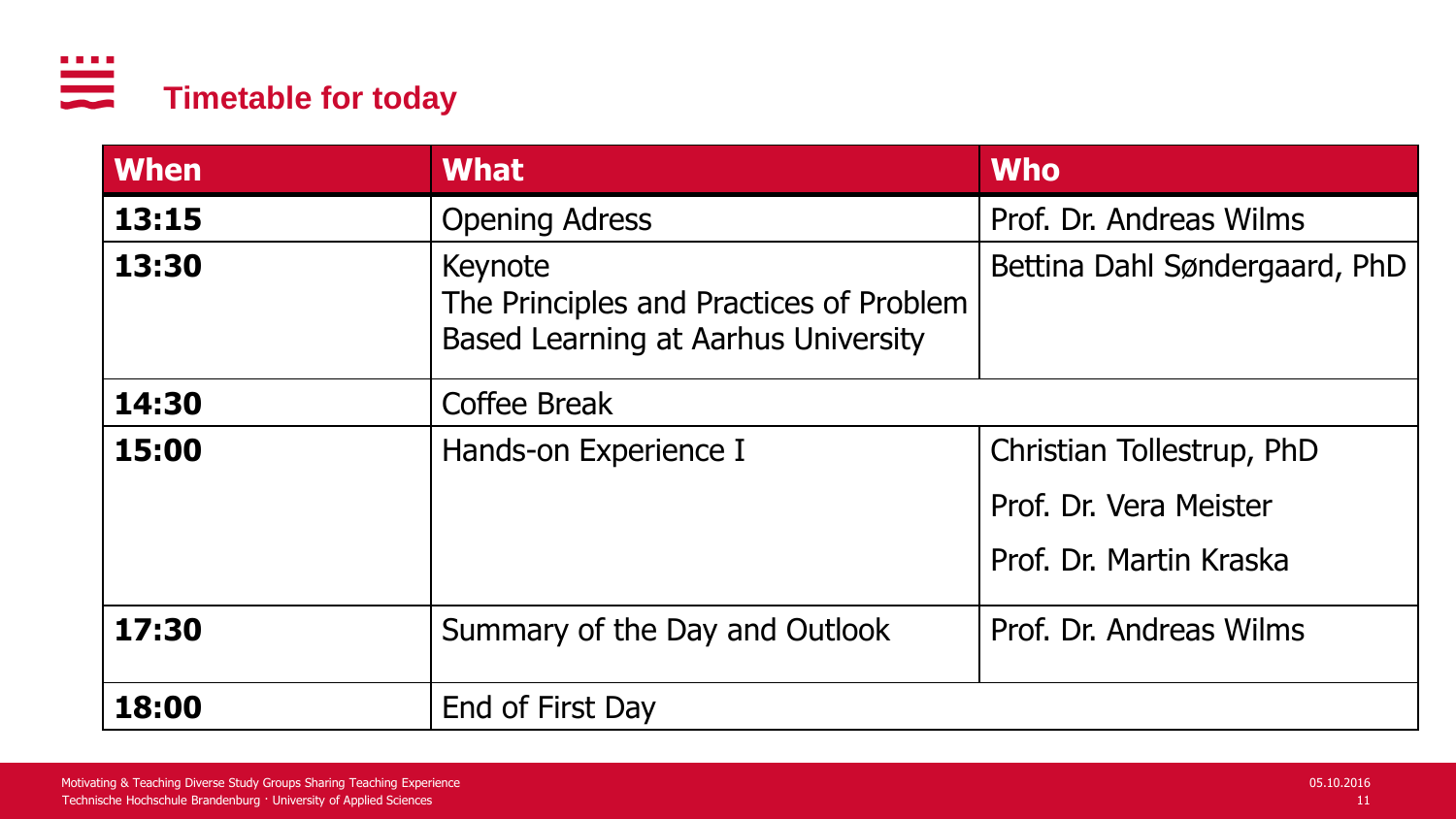## Timetable for today

| When | What | Who |
| --- | --- | --- |
| **13:15** | Opening Adress | Prof. Dr. Andreas Wilms |
| **13:30** | Keynote<br>The Principles and Practices of Problem Based Learning at Aarhus University | Bettina Dahl Søndergaard, PhD |
| **14:30** | Coffee Break | |
| **15:00** | Hands-on Experience I | Christian Tollestrup, PhD<br>Prof. Dr. Vera Meister<br>Prof. Dr. Martin Kraska |
| **17:30** | Summary of the Day and Outlook | Prof. Dr. Andreas Wilms |
| **18:00** | End of First Day | |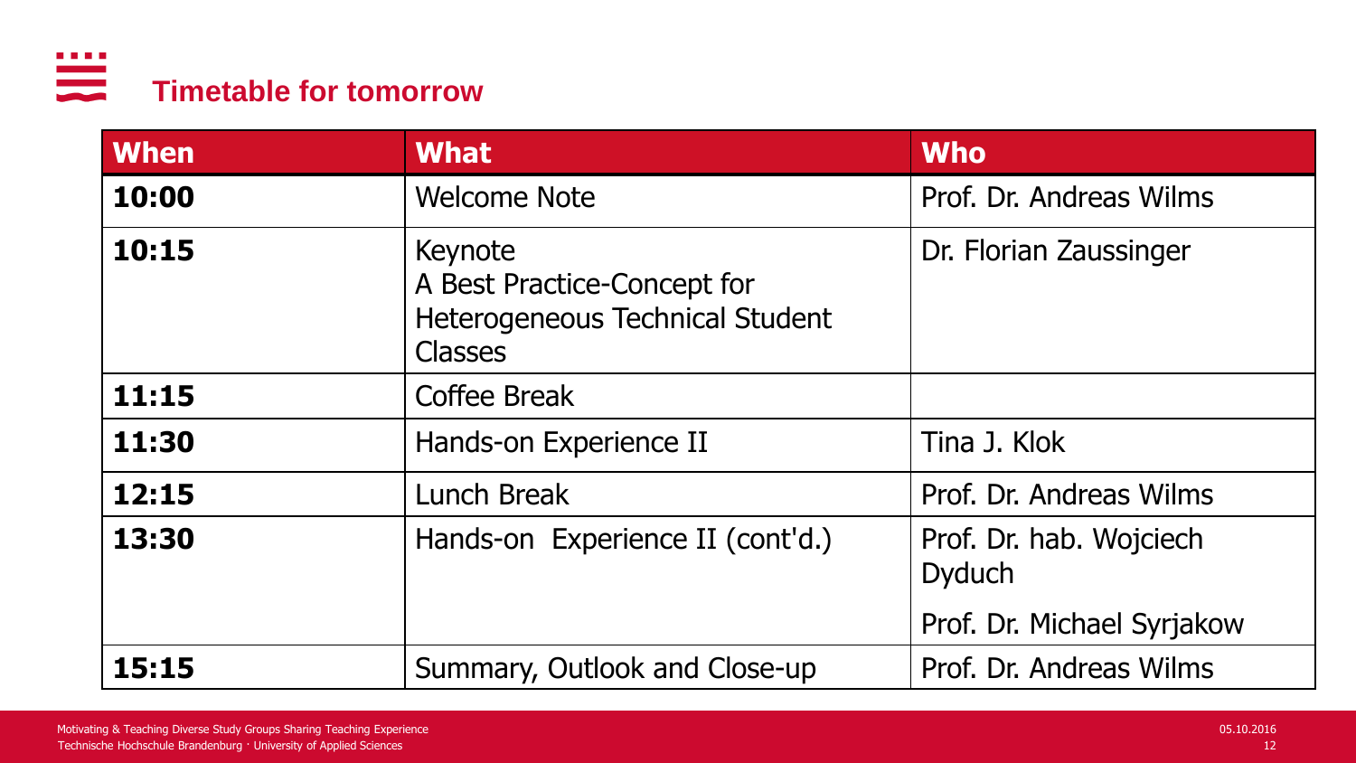## Timetable for tomorrow

| When | What | Who |
|---|---|---|
| **10:00** | Welcome Note | Prof. Dr. Andreas Wilms |
| **10:15** | Keynote<br>A Best Practice-Concept for Heterogeneous Technical Student Classes | Dr. Florian Zaussinger |
| **11:15** | Coffee Break | |
| **11:30** | Hands-on Experience II | Tina J. Klok |
| **12:15** | Lunch Break | Prof. Dr. Andreas Wilms |
| **13:30** | Hands-on Experience II (cont'd.) | Prof. Dr. hab. Wojciech Dyduch<br>Prof. Dr. Michael Syrjakow |
| **15:15** | Summary, Outlook and Close-up | Prof. Dr. Andreas Wilms |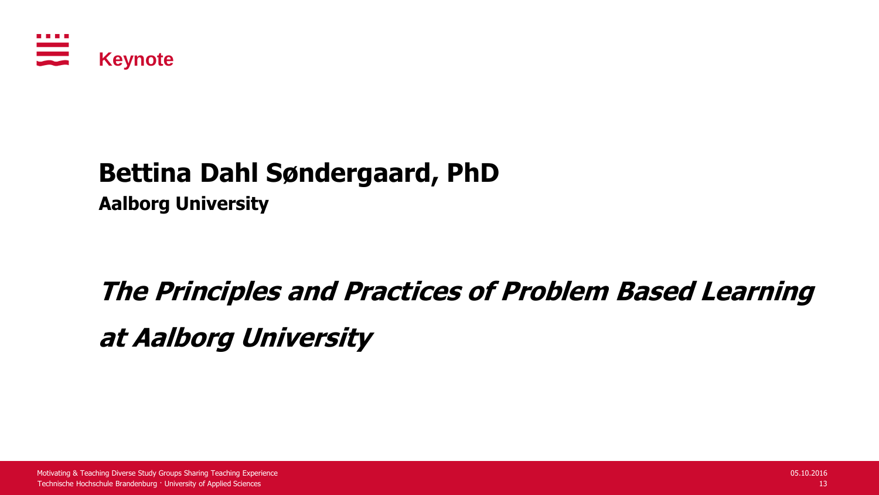# Keynote

## Bettina Dahl Søndergaard, PhD

**Aalborg University**

***The Principles and Practices of Problem Based Learning at Aalborg University***